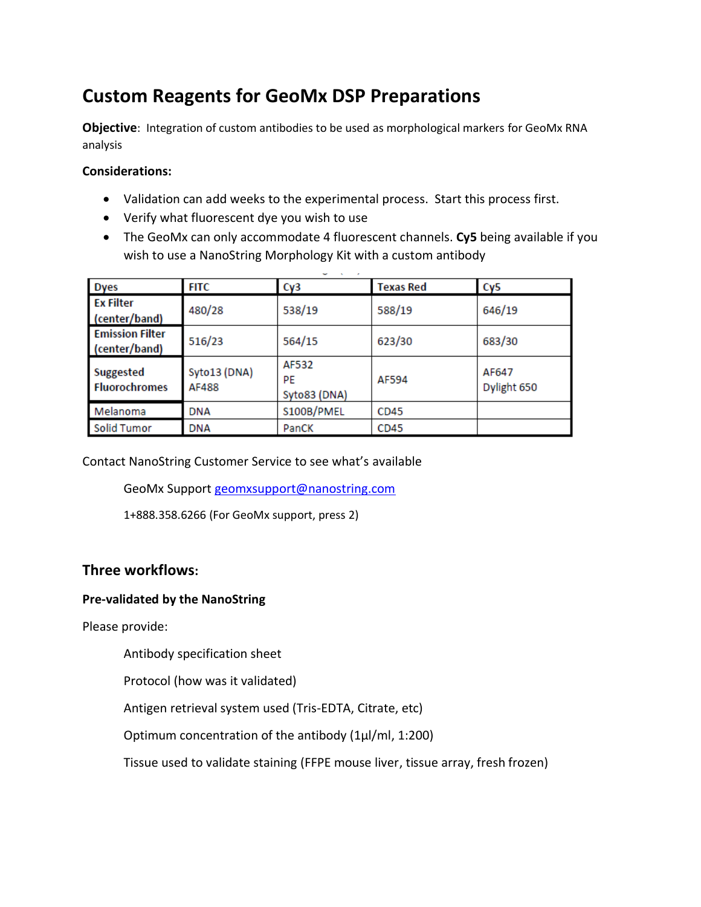# Custom Reagents for GeoMx DSP Preparations

**Objective**: Integration of custom antibodies to be used as morphological markers for GeoMx RNA analysis

**Considerations:**

- Validation can add weeks to the experimental process. Start this process first.
- Verify what fluorescent dye you wish to use
- The GeoMx can only accommodate 4 fluorescent channels. **Cy5** being available if you wish to use a NanoString Morphology Kit with a custom antibody

| Dyes | FITC | Cy3 | Texas Red | Cy5 |
|---|---|---|---|---|
| Ex Filter (center/band) | 480/28 | 538/19 | 588/19 | 646/19 |
| Emission Filter (center/band) | 516/23 | 564/15 | 623/30 | 683/30 |
| Suggested Fluorochromes | Syto13 (DNA) AF488 | AF532 PE Syto83 (DNA) | AF594 | AF647 Dylight 650 |
| Melanoma | DNA | S100B/PMEL | CD45 | |
| Solid Tumor | DNA | PanCK | CD45 | |

Contact NanoString Customer Service to see what's available

GeoMx Support geomxsupport@nanostring.com

1+888.358.6266 (For GeoMx support, press 2)

## Three workflows:

**Pre-validated by the NanoString**

Please provide:

Antibody specification sheet

Protocol (how was it validated)

Antigen retrieval system used (Tris-EDTA, Citrate, etc)

Optimum concentration of the antibody (1µl/ml, 1:200)

Tissue used to validate staining (FFPE mouse liver, tissue array, fresh frozen)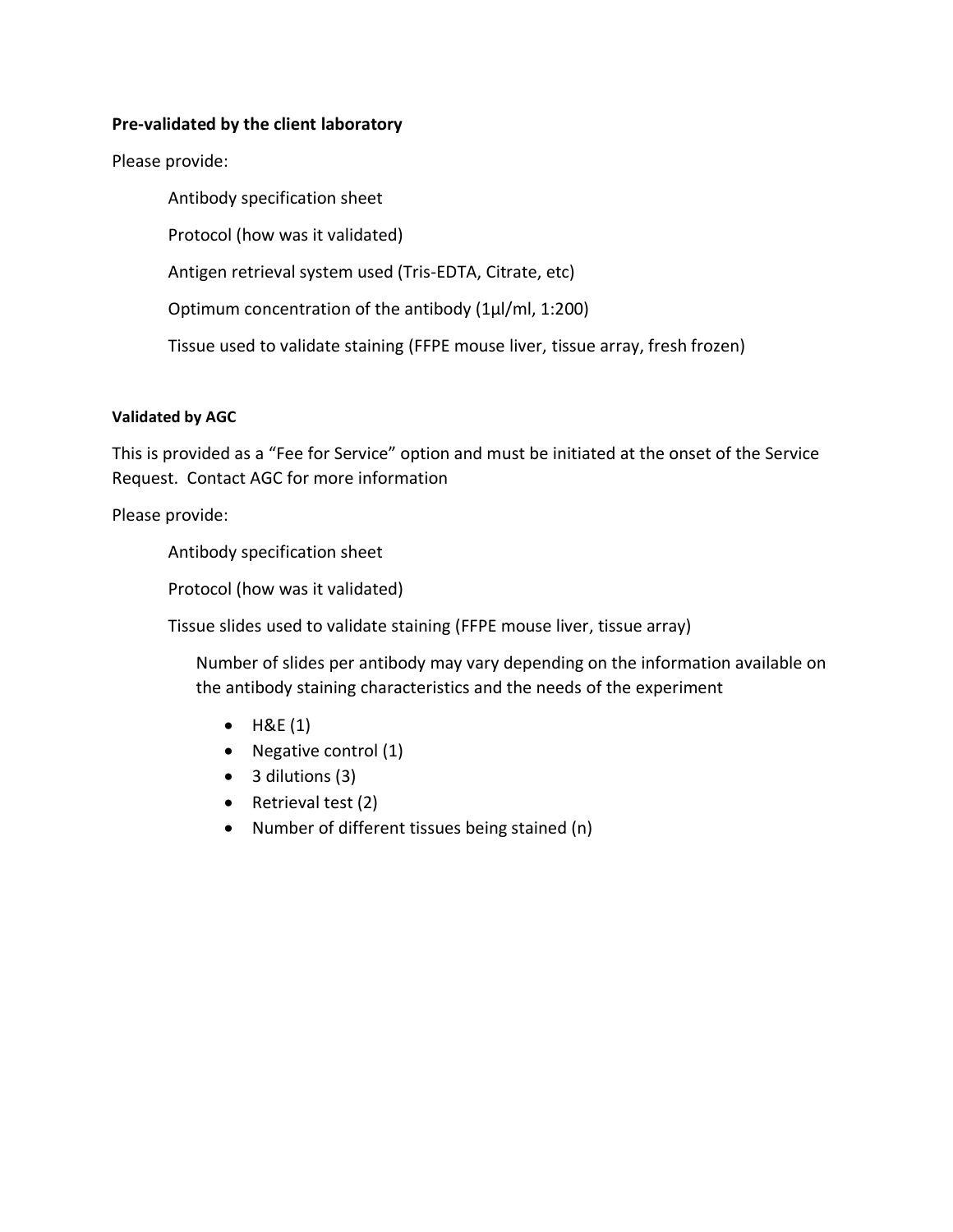**Pre-validated by the client laboratory**

Please provide:

Antibody specification sheet

Protocol (how was it validated)

Antigen retrieval system used (Tris-EDTA, Citrate, etc)

Optimum concentration of the antibody (1µl/ml, 1:200)

Tissue used to validate staining (FFPE mouse liver, tissue array, fresh frozen)

**Validated by AGC**

This is provided as a "Fee for Service" option and must be initiated at the onset of the Service Request. Contact AGC for more information

Please provide:

Antibody specification sheet

Protocol (how was it validated)

Tissue slides used to validate staining (FFPE mouse liver, tissue array)

Number of slides per antibody may vary depending on the information available on the antibody staining characteristics and the needs of the experiment

- H&E (1)
- Negative control (1)
- 3 dilutions (3)
- Retrieval test (2)
- Number of different tissues being stained (n)